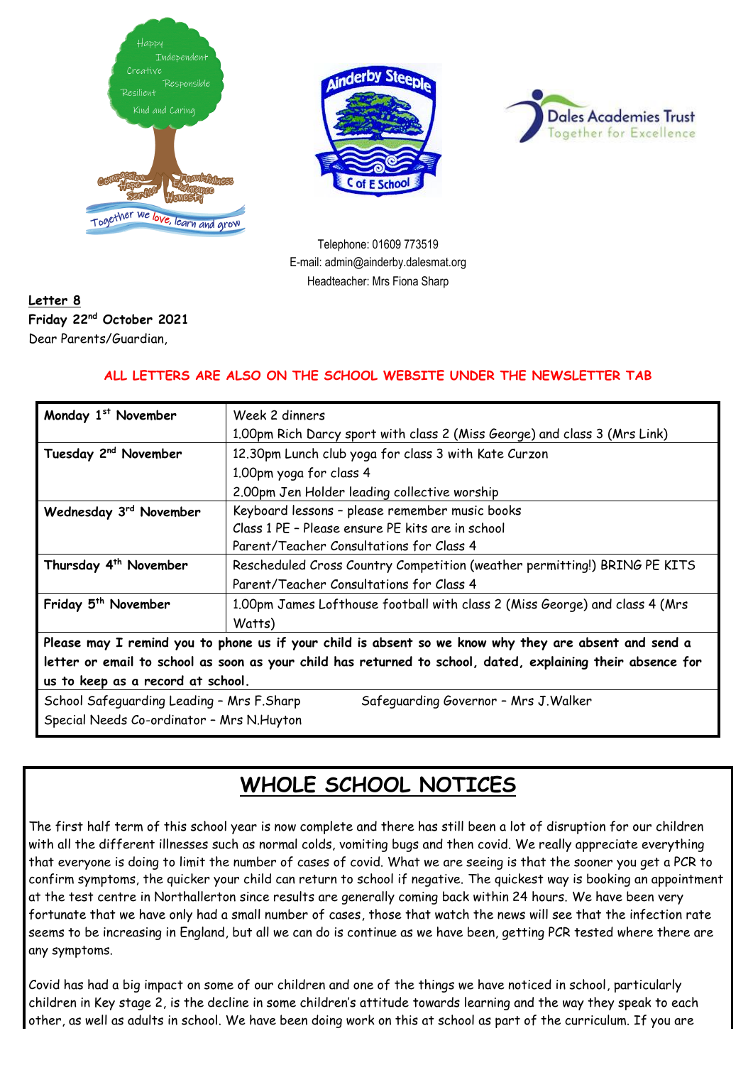Telephone: 01609 773519
E-mail: admin@ainderby.dalesmat.org
Headteacher: Mrs Fiona Sharp

**Letter 8**
**Friday 22nd October 2021**
Dear Parents/Guardian,

**ALL LETTERS ARE ALSO ON THE SCHOOL WEBSITE UNDER THE NEWSLETTER TAB**

| | |
|---|---|
| **Monday 1st November** | Week 2 dinners<br>1.00pm Rich Darcy sport with class 2 (Miss George) and class 3 (Mrs Link) |
| **Tuesday 2nd November** | 12.30pm Lunch club yoga for class 3 with Kate Curzon<br>1.00pm yoga for class 4<br>2.00pm Jen Holder leading collective worship |
| **Wednesday 3rd November** | Keyboard lessons – please remember music books<br>Class 1 PE – Please ensure PE kits are in school<br>Parent/Teacher Consultations for Class 4 |
| **Thursday 4th November** | Rescheduled Cross Country Competition (weather permitting!) BRING PE KITS<br>Parent/Teacher Consultations for Class 4 |
| **Friday 5th November** | 1.00pm James Lofthouse football with class 2 (Miss George) and class 4 (Mrs Watts) |
| **Please may I remind you to phone us if your child is absent so we know why they are absent and send a letter or email to school as soon as your child has returned to school, dated, explaining their absence for us to keep as a record at school.** | |
| School Safeguarding Leading – Mrs F.Sharp<br>Special Needs Co-ordinator – Mrs N.Huyton | Safeguarding Governor – Mrs J.Walker |

# WHOLE SCHOOL NOTICES

The first half term of this school year is now complete and there has still been a lot of disruption for our children with all the different illnesses such as normal colds, vomiting bugs and then covid. We really appreciate everything that everyone is doing to limit the number of cases of covid. What we are seeing is that the sooner you get a PCR to confirm symptoms, the quicker your child can return to school if negative. The quickest way is booking an appointment at the test centre in Northallerton since results are generally coming back within 24 hours. We have been very fortunate that we have only had a small number of cases, those that watch the news will see that the infection rate seems to be increasing in England, but all we can do is continue as we have been, getting PCR tested where there are any symptoms.

Covid has had a big impact on some of our children and one of the things we have noticed in school, particularly children in Key stage 2, is the decline in some children's attitude towards learning and the way they speak to each other, as well as adults in school. We have been doing work on this at school as part of the curriculum. If you are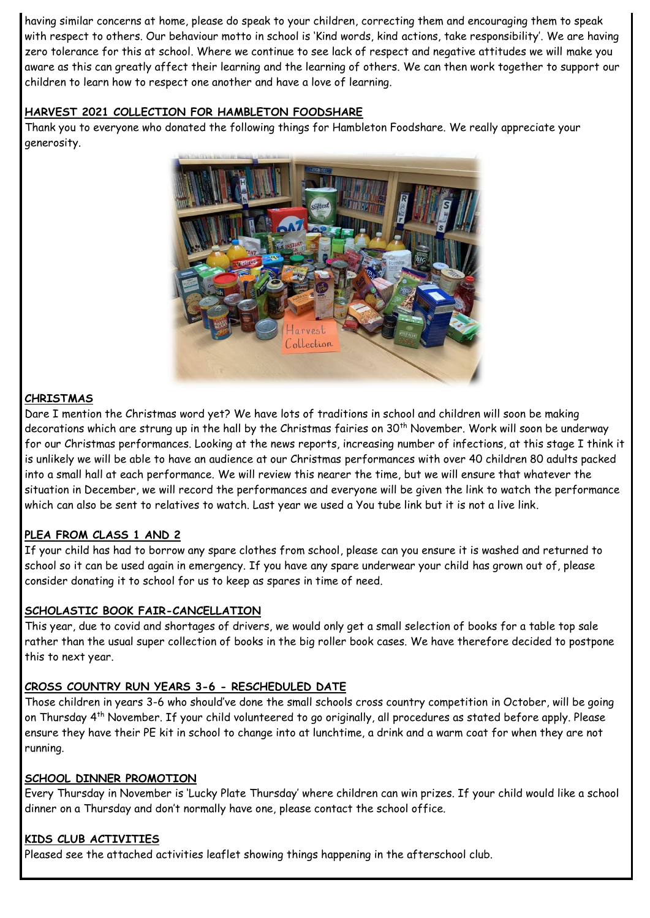having similar concerns at home, please do speak to your children, correcting them and encouraging them to speak with respect to others. Our behaviour motto in school is 'Kind words, kind actions, take responsibility'. We are having zero tolerance for this at school. Where we continue to see lack of respect and negative attitudes we will make you aware as this can greatly affect their learning and the learning of others. We can then work together to support our children to learn how to respect one another and have a love of learning.

## HARVEST 2021 COLLECTION FOR HAMBLETON FOODSHARE

Thank you to everyone who donated the following things for Hambleton Foodshare. We really appreciate your generosity.

## CHRISTMAS

Dare I mention the Christmas word yet? We have lots of traditions in school and children will soon be making decorations which are strung up in the hall by the Christmas fairies on 30th November. Work will soon be underway for our Christmas performances. Looking at the news reports, increasing number of infections, at this stage I think it is unlikely we will be able to have an audience at our Christmas performances with over 40 children 80 adults packed into a small hall at each performance. We will review this nearer the time, but we will ensure that whatever the situation in December, we will record the performances and everyone will be given the link to watch the performance which can also be sent to relatives to watch. Last year we used a You tube link but it is not a live link.

## PLEA FROM CLASS 1 AND 2

If your child has had to borrow any spare clothes from school, please can you ensure it is washed and returned to school so it can be used again in emergency. If you have any spare underwear your child has grown out of, please consider donating it to school for us to keep as spares in time of need.

## SCHOLASTIC BOOK FAIR-CANCELLATION

This year, due to covid and shortages of drivers, we would only get a small selection of books for a table top sale rather than the usual super collection of books in the big roller book cases. We have therefore decided to postpone this to next year.

## CROSS COUNTRY RUN YEARS 3-6 - RESCHEDULED DATE

Those children in years 3-6 who should've done the small schools cross country competition in October, will be going on Thursday 4th November. If your child volunteered to go originally, all procedures as stated before apply. Please ensure they have their PE kit in school to change into at lunchtime, a drink and a warm coat for when they are not running.

## SCHOOL DINNER PROMOTION

Every Thursday in November is 'Lucky Plate Thursday' where children can win prizes. If your child would like a school dinner on a Thursday and don't normally have one, please contact the school office.

## KIDS CLUB ACTIVITIES

Pleased see the attached activities leaflet showing things happening in the afterschool club.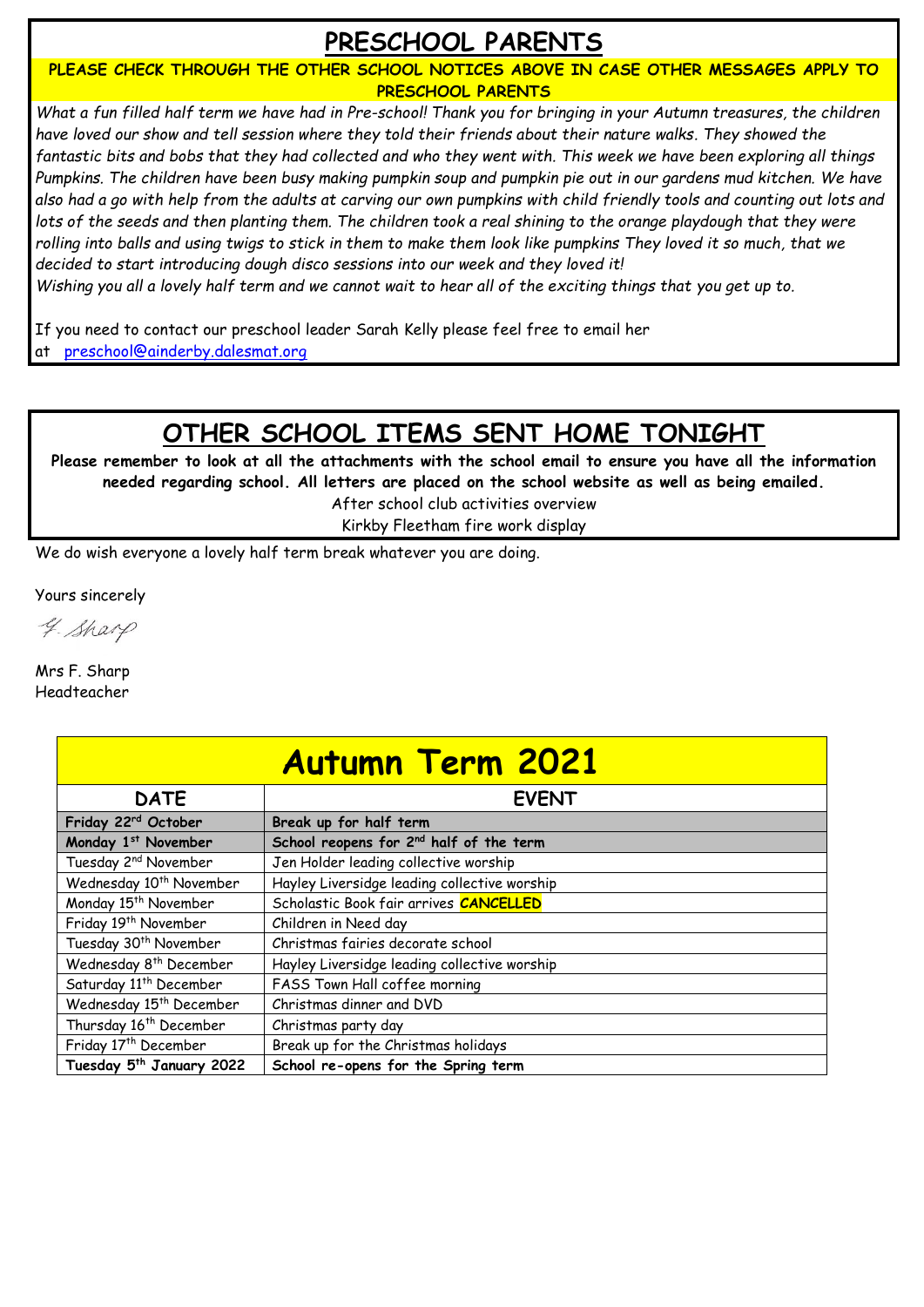## PRESCHOOL PARENTS

**PLEASE CHECK THROUGH THE OTHER SCHOOL NOTICES ABOVE IN CASE OTHER MESSAGES APPLY TO PRESCHOOL PARENTS**

*What a fun filled half term we have had in Pre-school! Thank you for bringing in your Autumn treasures, the children have loved our show and tell session where they told their friends about their nature walks. They showed the fantastic bits and bobs that they had collected and who they went with. This week we have been exploring all things Pumpkins. The children have been busy making pumpkin soup and pumpkin pie out in our gardens mud kitchen. We have also had a go with help from the adults at carving our own pumpkins with child friendly tools and counting out lots and lots of the seeds and then planting them. The children took a real shining to the orange playdough that they were rolling into balls and using twigs to stick in them to make them look like pumpkins They loved it so much, that we decided to start introducing dough disco sessions into our week and they loved it!*
*Wishing you all a lovely half term and we cannot wait to hear all of the exciting things that you get up to.*

If you need to contact our preschool leader Sarah Kelly please feel free to email her at preschool@ainderby.dalesmat.org

## OTHER SCHOOL ITEMS SENT HOME TONIGHT

**Please remember to look at all the attachments with the school email to ensure you have all the information needed regarding school. All letters are placed on the school website as well as being emailed.**

After school club activities overview

Kirkby Fleetham fire work display

We do wish everyone a lovely half term break whatever you are doing.

Yours sincerely

F. Sharp

Mrs F. Sharp
Headteacher

## Autumn Term 2021

| DATE | EVENT |
|---|---|
| **Friday 22rd October** | **Break up for half term** |
| **Monday 1st November** | **School reopens for 2nd half of the term** |
| Tuesday 2nd November | Jen Holder leading collective worship |
| Wednesday 10th November | Hayley Liversidge leading collective worship |
| Monday 15th November | Scholastic Book fair arrives **CANCELLED** |
| Friday 19th November | Children in Need day |
| Tuesday 30th November | Christmas fairies decorate school |
| Wednesday 8th December | Hayley Liversidge leading collective worship |
| Saturday 11th December | FASS Town Hall coffee morning |
| Wednesday 15th December | Christmas dinner and DVD |
| Thursday 16th December | Christmas party day |
| Friday 17th December | Break up for the Christmas holidays |
| **Tuesday 5th January 2022** | **School re-opens for the Spring term** |